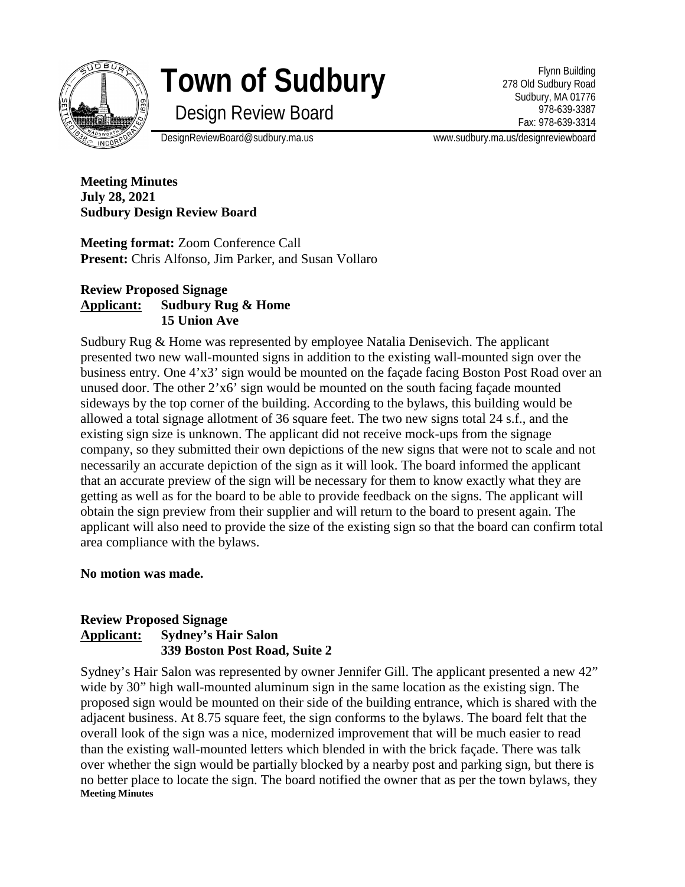# Town of Sudbury

## Design Review Board

Flynn Building
278 Old Sudbury Road
Sudbury, MA 01776
978-639-3387
Fax: 978-639-3314

DesignReviewBoard@sudbury.ma.us www.sudbury.ma.us/designreviewboard

**Meeting Minutes**
**July 28, 2021**
**Sudbury Design Review Board**

**Meeting format:** Zoom Conference Call
**Present:** Chris Alfonso, Jim Parker, and Susan Vollaro

**Review Proposed Signage**
**Applicant: Sudbury Rug & Home**
**15 Union Ave**

Sudbury Rug & Home was represented by employee Natalia Denisevich. The applicant presented two new wall-mounted signs in addition to the existing wall-mounted sign over the business entry. One 4'x3' sign would be mounted on the façade facing Boston Post Road over an unused door. The other 2'x6' sign would be mounted on the south facing façade mounted sideways by the top corner of the building. According to the bylaws, this building would be allowed a total signage allotment of 36 square feet. The two new signs total 24 s.f., and the existing sign size is unknown. The applicant did not receive mock-ups from the signage company, so they submitted their own depictions of the new signs that were not to scale and not necessarily an accurate depiction of the sign as it will look. The board informed the applicant that an accurate preview of the sign will be necessary for them to know exactly what they are getting as well as for the board to be able to provide feedback on the signs. The applicant will obtain the sign preview from their supplier and will return to the board to present again. The applicant will also need to provide the size of the existing sign so that the board can confirm total area compliance with the bylaws.

**No motion was made.**

**Review Proposed Signage**
**Applicant: Sydney's Hair Salon**
**339 Boston Post Road, Suite 2**

Sydney's Hair Salon was represented by owner Jennifer Gill. The applicant presented a new 42" wide by 30" high wall-mounted aluminum sign in the same location as the existing sign. The proposed sign would be mounted on their side of the building entrance, which is shared with the adjacent business. At 8.75 square feet, the sign conforms to the bylaws. The board felt that the overall look of the sign was a nice, modernized improvement that will be much easier to read than the existing wall-mounted letters which blended in with the brick façade. There was talk over whether the sign would be partially blocked by a nearby post and parking sign, but there is no better place to locate the sign. The board notified the owner that as per the town bylaws, they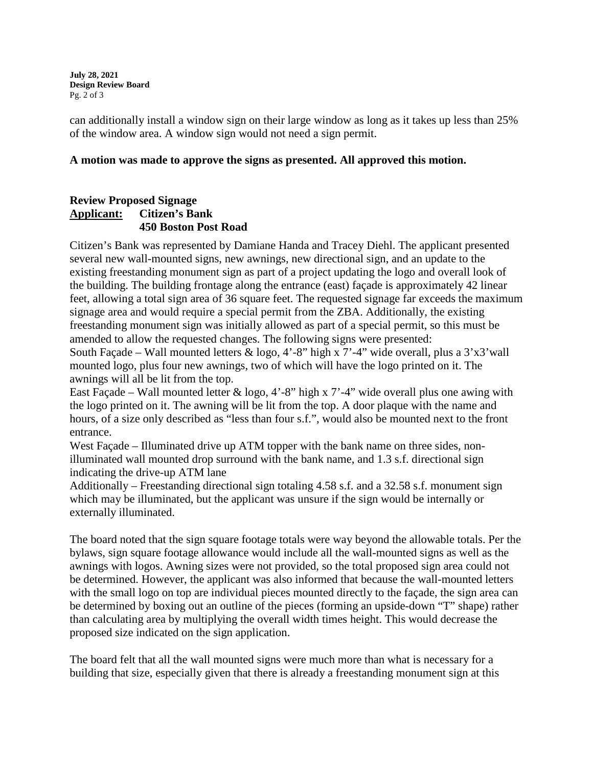can additionally install a window sign on their large window as long as it takes up less than 25% of the window area. A window sign would not need a sign permit.

**A motion was made to approve the signs as presented. All approved this motion.**

**Review Proposed Signage**
**<u>Applicant:</u> Citizen's Bank**
**450 Boston Post Road**

Citizen's Bank was represented by Damiane Handa and Tracey Diehl. The applicant presented several new wall-mounted signs, new awnings, new directional sign, and an update to the existing freestanding monument sign as part of a project updating the logo and overall look of the building. The building frontage along the entrance (east) façade is approximately 42 linear feet, allowing a total sign area of 36 square feet. The requested signage far exceeds the maximum signage area and would require a special permit from the ZBA. Additionally, the existing freestanding monument sign was initially allowed as part of a special permit, so this must be amended to allow the requested changes. The following signs were presented:
South Façade – Wall mounted letters & logo, 4'-8" high x 7'-4" wide overall, plus a 3'x3'wall mounted logo, plus four new awnings, two of which will have the logo printed on it. The awnings will all be lit from the top.
East Façade – Wall mounted letter & logo, 4'-8" high x 7'-4" wide overall plus one awing with the logo printed on it. The awning will be lit from the top. A door plaque with the name and hours, of a size only described as "less than four s.f.", would also be mounted next to the front entrance.
West Façade – Illuminated drive up ATM topper with the bank name on three sides, non-illuminated wall mounted drop surround with the bank name, and 1.3 s.f. directional sign indicating the drive-up ATM lane
Additionally – Freestanding directional sign totaling 4.58 s.f. and a 32.58 s.f. monument sign which may be illuminated, but the applicant was unsure if the sign would be internally or externally illuminated.

The board noted that the sign square footage totals were way beyond the allowable totals. Per the bylaws, sign square footage allowance would include all the wall-mounted signs as well as the awnings with logos. Awning sizes were not provided, so the total proposed sign area could not be determined. However, the applicant was also informed that because the wall-mounted letters with the small logo on top are individual pieces mounted directly to the façade, the sign area can be determined by boxing out an outline of the pieces (forming an upside-down "T" shape) rather than calculating area by multiplying the overall width times height. This would decrease the proposed size indicated on the sign application.

The board felt that all the wall mounted signs were much more than what is necessary for a building that size, especially given that there is already a freestanding monument sign at this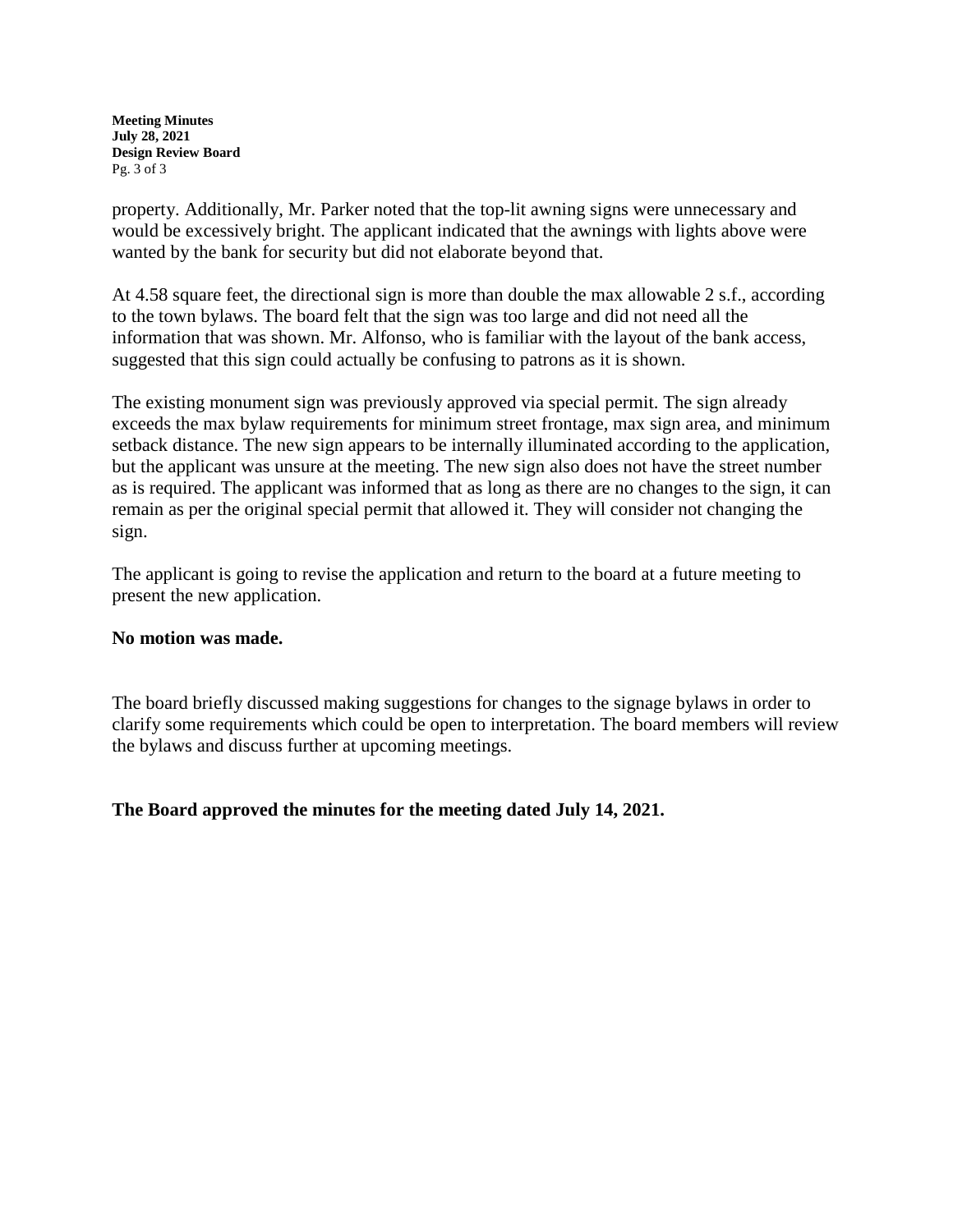property. Additionally, Mr. Parker noted that the top-lit awning signs were unnecessary and would be excessively bright. The applicant indicated that the awnings with lights above were wanted by the bank for security but did not elaborate beyond that.

At 4.58 square feet, the directional sign is more than double the max allowable 2 s.f., according to the town bylaws. The board felt that the sign was too large and did not need all the information that was shown. Mr. Alfonso, who is familiar with the layout of the bank access, suggested that this sign could actually be confusing to patrons as it is shown.

The existing monument sign was previously approved via special permit. The sign already exceeds the max bylaw requirements for minimum street frontage, max sign area, and minimum setback distance. The new sign appears to be internally illuminated according to the application, but the applicant was unsure at the meeting. The new sign also does not have the street number as is required. The applicant was informed that as long as there are no changes to the sign, it can remain as per the original special permit that allowed it. They will consider not changing the sign.

The applicant is going to revise the application and return to the board at a future meeting to present the new application.

**No motion was made.**

The board briefly discussed making suggestions for changes to the signage bylaws in order to clarify some requirements which could be open to interpretation. The board members will review the bylaws and discuss further at upcoming meetings.

**The Board approved the minutes for the meeting dated July 14, 2021.**